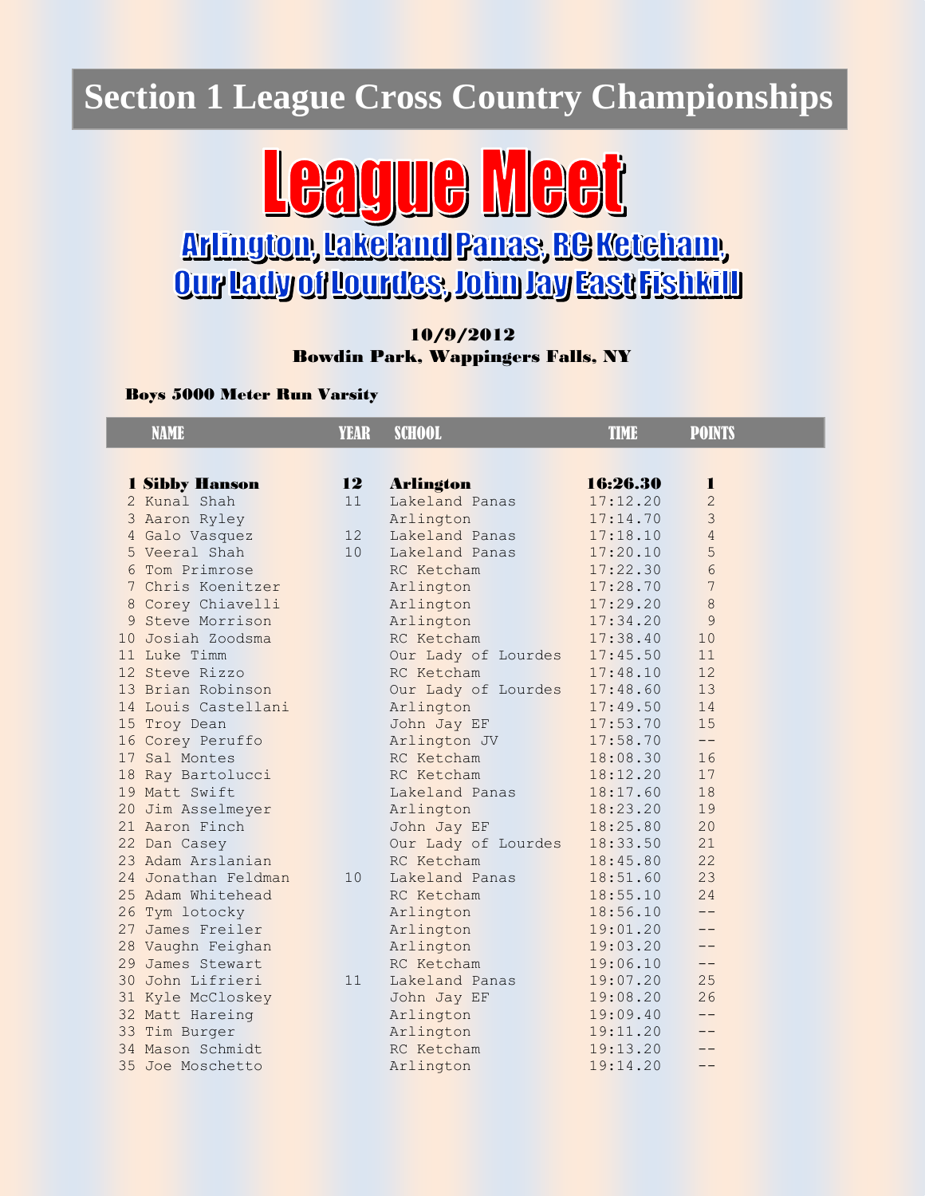# Section 1 League Cross Country Championships

## League Meet

### Arlington, Lakeland Panas, RC Ketcham, Our Lady of Lourdes, John Jay East Fishkill

**10/9/2012**
**Bowdin Park, Wappingers Falls, NY**

**Boys 5000 Meter Run Varsity**

| | NAME | YEAR | SCHOOL | TIME | POINTS |
|---|---|---|---|---|---|
| **1** | **Sibby Hanson** | **12** | **Arlington** | **16:26.30** | **1** |
| 2 | Kunal Shah | 11 | Lakeland Panas | 17:12.20 | 2 |
| 3 | Aaron Ryley | | Arlington | 17:14.70 | 3 |
| 4 | Galo Vasquez | 12 | Lakeland Panas | 17:18.10 | 4 |
| 5 | Veeral Shah | 10 | Lakeland Panas | 17:20.10 | 5 |
| 6 | Tom Primrose | | RC Ketcham | 17:22.30 | 6 |
| 7 | Chris Koenitzer | | Arlington | 17:28.70 | 7 |
| 8 | Corey Chiavelli | | Arlington | 17:29.20 | 8 |
| 9 | Steve Morrison | | Arlington | 17:34.20 | 9 |
| 10 | Josiah Zoodsma | | RC Ketcham | 17:38.40 | 10 |
| 11 | Luke Timm | | Our Lady of Lourdes | 17:45.50 | 11 |
| 12 | Steve Rizzo | | RC Ketcham | 17:48.10 | 12 |
| 13 | Brian Robinson | | Our Lady of Lourdes | 17:48.60 | 13 |
| 14 | Louis Castellani | | Arlington | 17:49.50 | 14 |
| 15 | Troy Dean | | John Jay EF | 17:53.70 | 15 |
| 16 | Corey Peruffo | | Arlington JV | 17:58.70 | -- |
| 17 | Sal Montes | | RC Ketcham | 18:08.30 | 16 |
| 18 | Ray Bartolucci | | RC Ketcham | 18:12.20 | 17 |
| 19 | Matt Swift | | Lakeland Panas | 18:17.60 | 18 |
| 20 | Jim Asselmeyer | | Arlington | 18:23.20 | 19 |
| 21 | Aaron Finch | | John Jay EF | 18:25.80 | 20 |
| 22 | Dan Casey | | Our Lady of Lourdes | 18:33.50 | 21 |
| 23 | Adam Arslanian | | RC Ketcham | 18:45.80 | 22 |
| 24 | Jonathan Feldman | 10 | Lakeland Panas | 18:51.60 | 23 |
| 25 | Adam Whitehead | | RC Ketcham | 18:55.10 | 24 |
| 26 | Tym lotocky | | Arlington | 18:56.10 | -- |
| 27 | James Freiler | | Arlington | 19:01.20 | -- |
| 28 | Vaughn Feighan | | Arlington | 19:03.20 | -- |
| 29 | James Stewart | | RC Ketcham | 19:06.10 | -- |
| 30 | John Lifrieri | 11 | Lakeland Panas | 19:07.20 | 25 |
| 31 | Kyle McCloskey | | John Jay EF | 19:08.20 | 26 |
| 32 | Matt Hareing | | Arlington | 19:09.40 | -- |
| 33 | Tim Burger | | Arlington | 19:11.20 | -- |
| 34 | Mason Schmidt | | RC Ketcham | 19:13.20 | -- |
| 35 | Joe Moschetto | | Arlington | 19:14.20 | -- |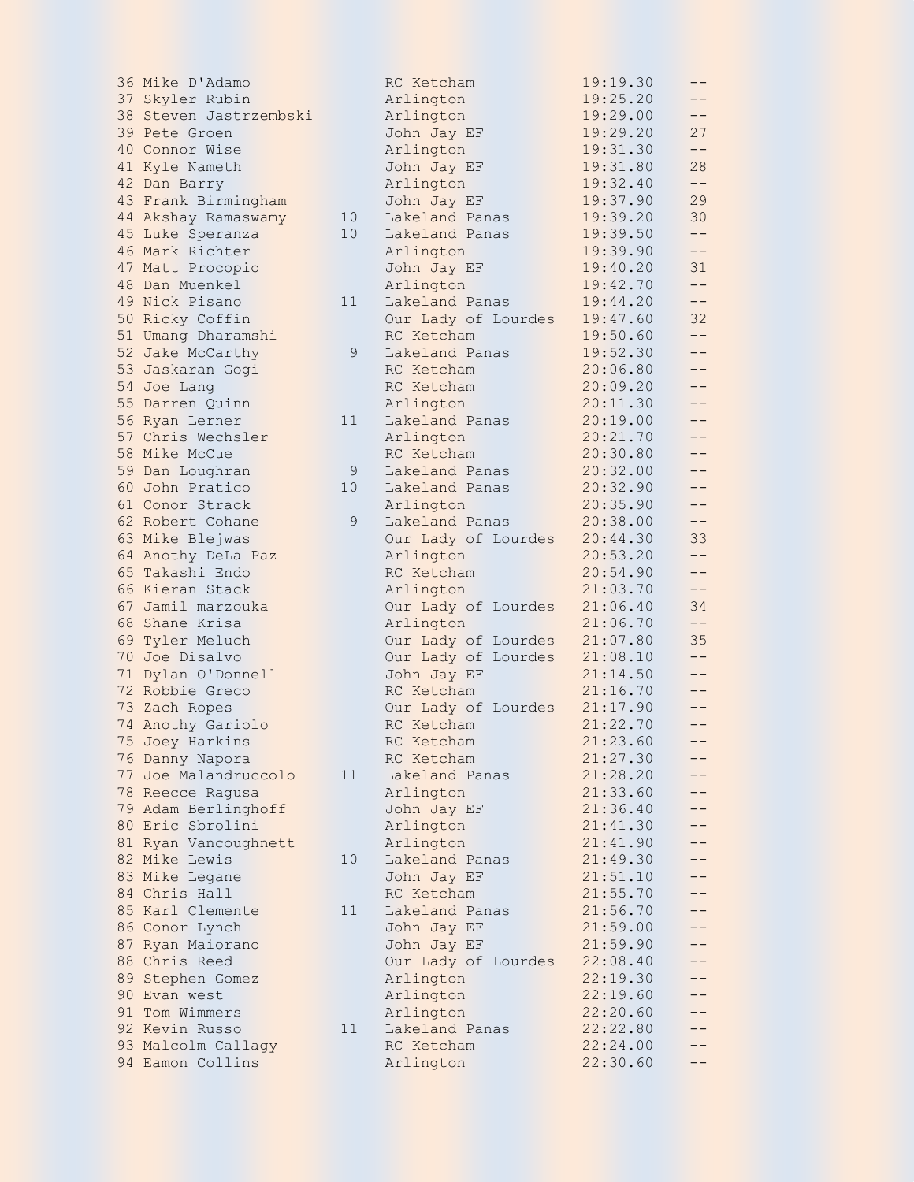| | | | | | |
|---|---|---|---|---|---|
| 36 | Mike D'Adamo | | RC Ketcham | 19:19.30 | -- |
| 37 | Skyler Rubin | | Arlington | 19:25.20 | -- |
| 38 | Steven Jastrzembski | | Arlington | 19:29.00 | -- |
| 39 | Pete Groen | | John Jay EF | 19:29.20 | 27 |
| 40 | Connor Wise | | Arlington | 19:31.30 | -- |
| 41 | Kyle Nameth | | John Jay EF | 19:31.80 | 28 |
| 42 | Dan Barry | | Arlington | 19:32.40 | -- |
| 43 | Frank Birmingham | | John Jay EF | 19:37.90 | 29 |
| 44 | Akshay Ramaswamy | 10 | Lakeland Panas | 19:39.20 | 30 |
| 45 | Luke Speranza | 10 | Lakeland Panas | 19:39.50 | -- |
| 46 | Mark Richter | | Arlington | 19:39.90 | -- |
| 47 | Matt Procopio | | John Jay EF | 19:40.20 | 31 |
| 48 | Dan Muenkel | | Arlington | 19:42.70 | -- |
| 49 | Nick Pisano | 11 | Lakeland Panas | 19:44.20 | -- |
| 50 | Ricky Coffin | | Our Lady of Lourdes | 19:47.60 | 32 |
| 51 | Umang Dharamshi | | RC Ketcham | 19:50.60 | -- |
| 52 | Jake McCarthy | 9 | Lakeland Panas | 19:52.30 | -- |
| 53 | Jaskaran Gogi | | RC Ketcham | 20:06.80 | -- |
| 54 | Joe Lang | | RC Ketcham | 20:09.20 | -- |
| 55 | Darren Quinn | | Arlington | 20:11.30 | -- |
| 56 | Ryan Lerner | 11 | Lakeland Panas | 20:19.00 | -- |
| 57 | Chris Wechsler | | Arlington | 20:21.70 | -- |
| 58 | Mike McCue | | RC Ketcham | 20:30.80 | -- |
| 59 | Dan Loughran | 9 | Lakeland Panas | 20:32.00 | -- |
| 60 | John Pratico | 10 | Lakeland Panas | 20:32.90 | -- |
| 61 | Conor Strack | | Arlington | 20:35.90 | -- |
| 62 | Robert Cohane | 9 | Lakeland Panas | 20:38.00 | -- |
| 63 | Mike Blejwas | | Our Lady of Lourdes | 20:44.30 | 33 |
| 64 | Anothy DeLa Paz | | Arlington | 20:53.20 | -- |
| 65 | Takashi Endo | | RC Ketcham | 20:54.90 | -- |
| 66 | Kieran Stack | | Arlington | 21:03.70 | -- |
| 67 | Jamil marzouka | | Our Lady of Lourdes | 21:06.40 | 34 |
| 68 | Shane Krisa | | Arlington | 21:06.70 | -- |
| 69 | Tyler Meluch | | Our Lady of Lourdes | 21:07.80 | 35 |
| 70 | Joe Disalvo | | Our Lady of Lourdes | 21:08.10 | -- |
| 71 | Dylan O'Donnell | | John Jay EF | 21:14.50 | -- |
| 72 | Robbie Greco | | RC Ketcham | 21:16.70 | -- |
| 73 | Zach Ropes | | Our Lady of Lourdes | 21:17.90 | -- |
| 74 | Anothy Gariolo | | RC Ketcham | 21:22.70 | -- |
| 75 | Joey Harkins | | RC Ketcham | 21:23.60 | -- |
| 76 | Danny Napora | | RC Ketcham | 21:27.30 | -- |
| 77 | Joe Malandruccolo | 11 | Lakeland Panas | 21:28.20 | -- |
| 78 | Reecce Ragusa | | Arlington | 21:33.60 | -- |
| 79 | Adam Berlinghoff | | John Jay EF | 21:36.40 | -- |
| 80 | Eric Sbrolini | | Arlington | 21:41.30 | -- |
| 81 | Ryan Vancoughnett | | Arlington | 21:41.90 | -- |
| 82 | Mike Lewis | 10 | Lakeland Panas | 21:49.30 | -- |
| 83 | Mike Legane | | John Jay EF | 21:51.10 | -- |
| 84 | Chris Hall | | RC Ketcham | 21:55.70 | -- |
| 85 | Karl Clemente | 11 | Lakeland Panas | 21:56.70 | -- |
| 86 | Conor Lynch | | John Jay EF | 21:59.00 | -- |
| 87 | Ryan Maiorano | | John Jay EF | 21:59.90 | -- |
| 88 | Chris Reed | | Our Lady of Lourdes | 22:08.40 | -- |
| 89 | Stephen Gomez | | Arlington | 22:19.30 | -- |
| 90 | Evan west | | Arlington | 22:19.60 | -- |
| 91 | Tom Wimmers | | Arlington | 22:20.60 | -- |
| 92 | Kevin Russo | 11 | Lakeland Panas | 22:22.80 | -- |
| 93 | Malcolm Callagy | | RC Ketcham | 22:24.00 | -- |
| 94 | Eamon Collins | | Arlington | 22:30.60 | -- |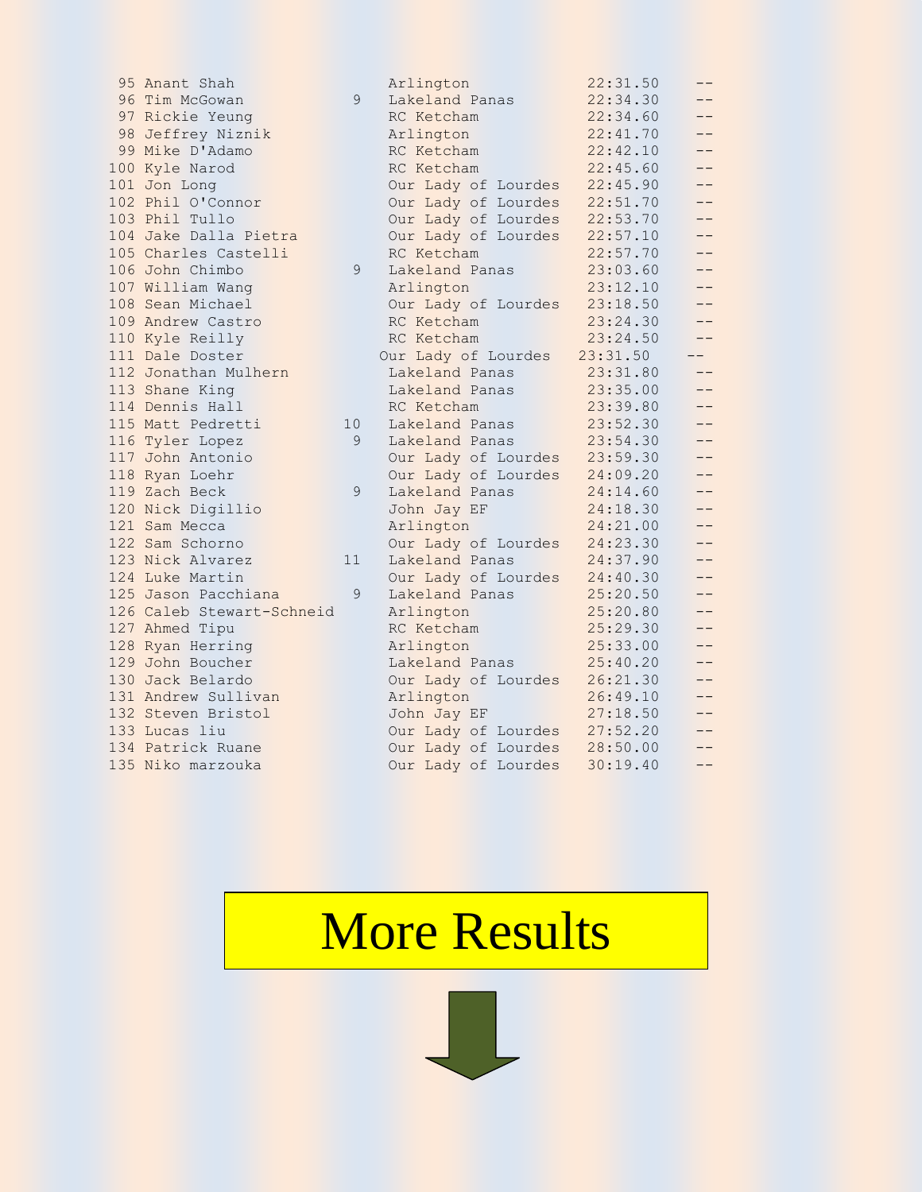```
 95 Anant Shah                 Arlington           22:31.50     --
 96 Tim McGowan            9   Lakeland Panas      22:34.30     --
 97 Rickie Yeung               RC Ketcham          22:34.60     --
 98 Jeffrey Niznik             Arlington           22:41.70     --
 99 Mike D'Adamo               RC Ketcham          22:42.10     --
100 Kyle Narod                 RC Ketcham          22:45.60     --
101 Jon Long                   Our Lady of Lourdes 22:45.90     --
102 Phil O'Connor              Our Lady of Lourdes 22:51.70     --
103 Phil Tullo                 Our Lady of Lourdes 22:53.70     --
104 Jake Dalla Pietra          Our Lady of Lourdes 22:57.10     --
105 Charles Castelli           RC Ketcham          22:57.70     --
106 John Chimbo            9   Lakeland Panas      23:03.60     --
107 William Wang               Arlington           23:12.10     --
108 Sean Michael               Our Lady of Lourdes 23:18.50     --
109 Andrew Castro              RC Ketcham          23:24.30     --
110 Kyle Reilly                RC Ketcham          23:24.50     --
111 Dale Doster               Our Lady of Lourdes 23:31.50    --
112 Jonathan Mulhern           Lakeland Panas      23:31.80     --
113 Shane King                 Lakeland Panas      23:35.00     --
114 Dennis Hall                RC Ketcham          23:39.80     --
115 Matt Pedretti         10   Lakeland Panas      23:52.30     --
116 Tyler Lopez            9   Lakeland Panas      23:54.30     --
117 John Antonio               Our Lady of Lourdes 23:59.30     --
118 Ryan Loehr                 Our Lady of Lourdes 24:09.20     --
119 Zach Beck              9   Lakeland Panas      24:14.60     --
120 Nick Digillio              John Jay EF         24:18.30     --
121 Sam Mecca                  Arlington           24:21.00     --
122 Sam Schorno                Our Lady of Lourdes 24:23.30     --
123 Nick Alvarez          11   Lakeland Panas      24:37.90     --
124 Luke Martin                Our Lady of Lourdes 24:40.30     --
125 Jason Pacchiana        9   Lakeland Panas      25:20.50     --
126 Caleb Stewart-Schneid      Arlington           25:20.80     --
127 Ahmed Tipu                 RC Ketcham          25:29.30     --
128 Ryan Herring               Arlington           25:33.00     --
129 John Boucher               Lakeland Panas      25:40.20     --
130 Jack Belardo               Our Lady of Lourdes 26:21.30     --
131 Andrew Sullivan            Arlington           26:49.10     --
132 Steven Bristol             John Jay EF         27:18.50     --
133 Lucas liu                  Our Lady of Lourdes 27:52.20     --
134 Patrick Ruane              Our Lady of Lourdes 28:50.00     --
135 Niko marzouka              Our Lady of Lourdes 30:19.40     --
```

# More Results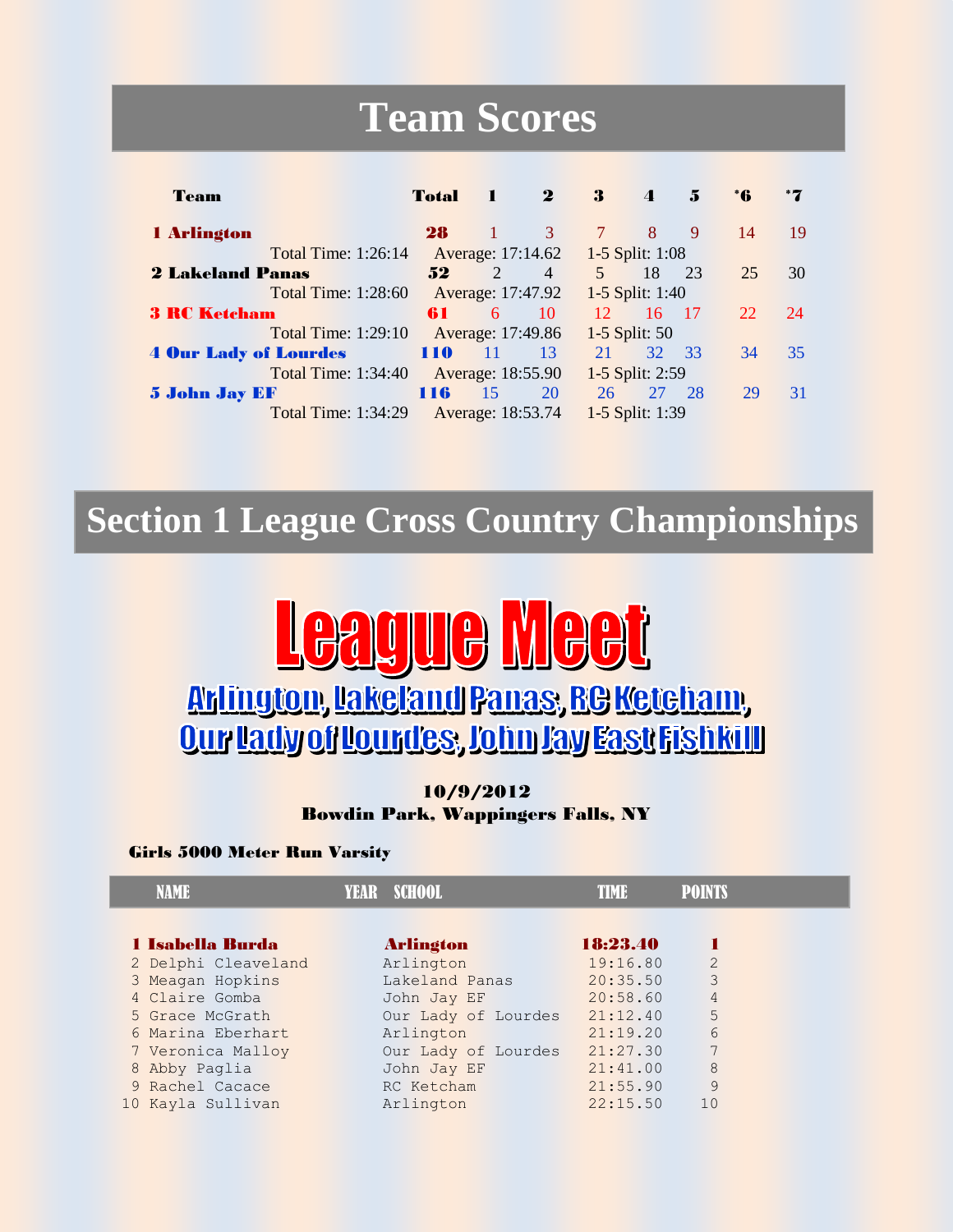# Team Scores

| Team | Total | 1 | 2 | 3 | 4 | 5 | *6 | *7 |
|---|---|---|---|---|---|---|---|---|
| **1 Arlington** | **28** | 1 | 3 | 7 | 8 | 9 | 14 | 19 |
| Total Time: 1:26:14 | Average: 17:14.62 | 1-5 Split: 1:08 | | | | | | |
| **2 Lakeland Panas** | **52** | 2 | 4 | 5 | 18 | 23 | 25 | 30 |
| Total Time: 1:28:60 | Average: 17:47.92 | 1-5 Split: 1:40 | | | | | | |
| **3 RC Ketcham** | **61** | 6 | 10 | 12 | 16 | 17 | 22 | 24 |
| Total Time: 1:29:10 | Average: 17:49.86 | 1-5 Split: 50 | | | | | | |
| **4 Our Lady of Lourdes** | **110** | 11 | 13 | 21 | 32 | 33 | 34 | 35 |
| Total Time: 1:34:40 | Average: 18:55.90 | 1-5 Split: 2:59 | | | | | | |
| **5 John Jay EF** | **116** | 15 | 20 | 26 | 27 | 28 | 29 | 31 |
| Total Time: 1:34:29 | Average: 18:53.74 | 1-5 Split: 1:39 | | | | | | |

# Section 1 League Cross Country Championships

# League Meet

## Arlington, Lakeland Panas, RC Ketcham, Our Lady of Lourdes, John Jay East Fishkill

**10/9/2012**
**Bowdin Park, Wappingers Falls, NY**

**Girls 5000 Meter Run Varsity**

| | NAME | YEAR | SCHOOL | TIME | POINTS |
|---|---|---|---|---|---|
| **1** | **Isabella Burda** | | **Arlington** | **18:23.40** | **1** |
| 2 | Delphi Cleaveland | | Arlington | 19:16.80 | 2 |
| 3 | Meagan Hopkins | | Lakeland Panas | 20:35.50 | 3 |
| 4 | Claire Gomba | | John Jay EF | 20:58.60 | 4 |
| 5 | Grace McGrath | | Our Lady of Lourdes | 21:12.40 | 5 |
| 6 | Marina Eberhart | | Arlington | 21:19.20 | 6 |
| 7 | Veronica Malloy | | Our Lady of Lourdes | 21:27.30 | 7 |
| 8 | Abby Paglia | | John Jay EF | 21:41.00 | 8 |
| 9 | Rachel Cacace | | RC Ketcham | 21:55.90 | 9 |
| 10 | Kayla Sullivan | | Arlington | 22:15.50 | 10 |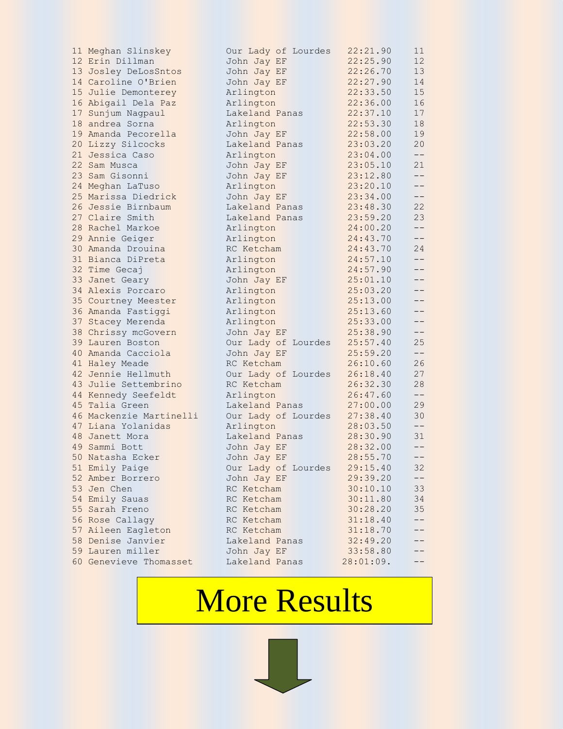| | Name | School | Time | Score |
|---|---|---|---|---|
| 11 | Meghan Slinskey | Our Lady of Lourdes | 22:21.90 | 11 |
| 12 | Erin Dillman | John Jay EF | 22:25.90 | 12 |
| 13 | Josley DeLosSntos | John Jay EF | 22:26.70 | 13 |
| 14 | Caroline O'Brien | John Jay EF | 22:27.90 | 14 |
| 15 | Julie Demonterey | Arlington | 22:33.50 | 15 |
| 16 | Abigail Dela Paz | Arlington | 22:36.00 | 16 |
| 17 | Sunjum Nagpaul | Lakeland Panas | 22:37.10 | 17 |
| 18 | andrea Sorna | Arlington | 22:53.30 | 18 |
| 19 | Amanda Pecorella | John Jay EF | 22:58.00 | 19 |
| 20 | Lizzy Silcocks | Lakeland Panas | 23:03.20 | 20 |
| 21 | Jessica Caso | Arlington | 23:04.00 | -- |
| 22 | Sam Musca | John Jay EF | 23:05.10 | 21 |
| 23 | Sam Gisonni | John Jay EF | 23:12.80 | -- |
| 24 | Meghan LaTuso | Arlington | 23:20.10 | -- |
| 25 | Marissa Diedrick | John Jay EF | 23:34.00 | -- |
| 26 | Jessie Birnbaum | Lakeland Panas | 23:48.30 | 22 |
| 27 | Claire Smith | Lakeland Panas | 23:59.20 | 23 |
| 28 | Rachel Markoe | Arlington | 24:00.20 | -- |
| 29 | Annie Geiger | Arlington | 24:43.70 | -- |
| 30 | Amanda Drouina | RC Ketcham | 24:43.70 | 24 |
| 31 | Bianca DiPreta | Arlington | 24:57.10 | -- |
| 32 | Time Gecaj | Arlington | 24:57.90 | -- |
| 33 | Janet Geary | John Jay EF | 25:01.10 | -- |
| 34 | Alexis Porcaro | Arlington | 25:03.20 | -- |
| 35 | Courtney Meester | Arlington | 25:13.00 | -- |
| 36 | Amanda Fastiggi | Arlington | 25:13.60 | -- |
| 37 | Stacey Merenda | Arlington | 25:33.00 | -- |
| 38 | Chrissy mcGovern | John Jay EF | 25:38.90 | -- |
| 39 | Lauren Boston | Our Lady of Lourdes | 25:57.40 | 25 |
| 40 | Amanda Cacciola | John Jay EF | 25:59.20 | -- |
| 41 | Haley Meade | RC Ketcham | 26:10.60 | 26 |
| 42 | Jennie Hellmuth | Our Lady of Lourdes | 26:18.40 | 27 |
| 43 | Julie Settembrino | RC Ketcham | 26:32.30 | 28 |
| 44 | Kennedy Seefeldt | Arlington | 26:47.60 | -- |
| 45 | Talia Green | Lakeland Panas | 27:00.00 | 29 |
| 46 | Mackenzie Martinelli | Our Lady of Lourdes | 27:38.40 | 30 |
| 47 | Liana Yolanidas | Arlington | 28:03.50 | -- |
| 48 | Janett Mora | Lakeland Panas | 28:30.90 | 31 |
| 49 | Sammi Bott | John Jay EF | 28:32.00 | -- |
| 50 | Natasha Ecker | John Jay EF | 28:55.70 | -- |
| 51 | Emily Paige | Our Lady of Lourdes | 29:15.40 | 32 |
| 52 | Amber Borrero | John Jay EF | 29:39.20 | -- |
| 53 | Jen Chen | RC Ketcham | 30:10.10 | 33 |
| 54 | Emily Sauas | RC Ketcham | 30:11.80 | 34 |
| 55 | Sarah Freno | RC Ketcham | 30:28.20 | 35 |
| 56 | Rose Callagy | RC Ketcham | 31:18.40 | -- |
| 57 | Aileen Eagleton | RC Ketcham | 31:18.70 | -- |
| 58 | Denise Janvier | Lakeland Panas | 32:49.20 | -- |
| 59 | Lauren miller | John Jay EF | 33:58.80 | -- |
| 60 | Genevieve Thomasset | Lakeland Panas | 28:01:09. | -- |

# More Results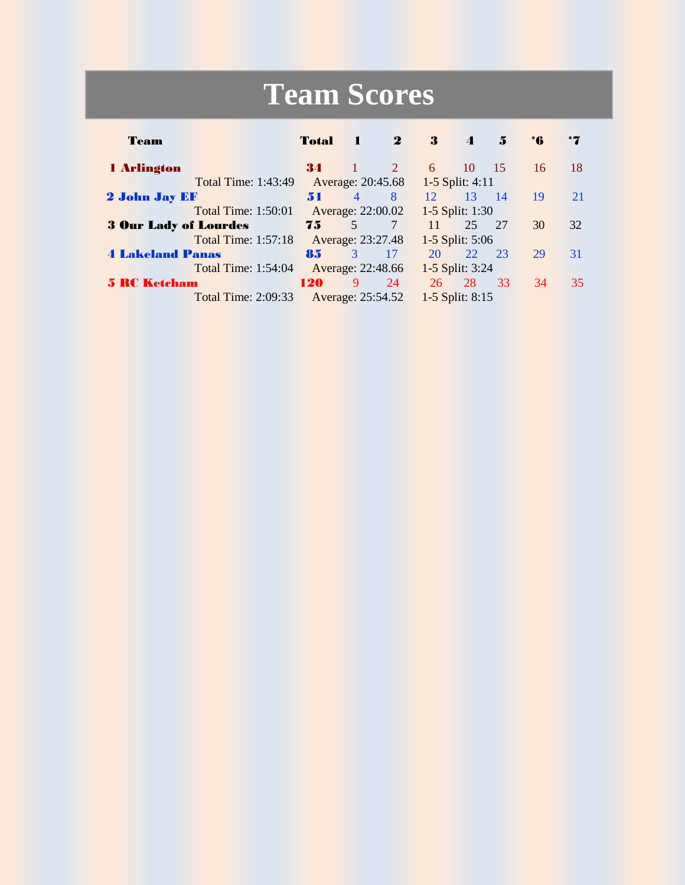# Team Scores

| Team | Total | 1 | 2 | 3 | 4 | 5 | *6 | *7 |
|---|---|---|---|---|---|---|---|---|
| 1 Arlington | 34 | 1 | 2 | 6 | 10 | 15 | 16 | 18 |
| Total Time: 1:43:49 | Average: 20:45.68 | 1-5 Split: 4:11 | | | | | | |
| 2 John Jay EF | 51 | 4 | 8 | 12 | 13 | 14 | 19 | 21 |
| Total Time: 1:50:01 | Average: 22:00.02 | 1-5 Split: 1:30 | | | | | | |
| 3 Our Lady of Lourdes | 75 | 5 | 7 | 11 | 25 | 27 | 30 | 32 |
| Total Time: 1:57:18 | Average: 23:27.48 | 1-5 Split: 5:06 | | | | | | |
| 4 Lakeland Panas | 85 | 3 | 17 | 20 | 22 | 23 | 29 | 31 |
| Total Time: 1:54:04 | Average: 22:48.66 | 1-5 Split: 3:24 | | | | | | |
| 5 RC Ketcham | 120 | 9 | 24 | 26 | 28 | 33 | 34 | 35 |
| Total Time: 2:09:33 | Average: 25:54.52 | 1-5 Split: 8:15 | | | | | | |